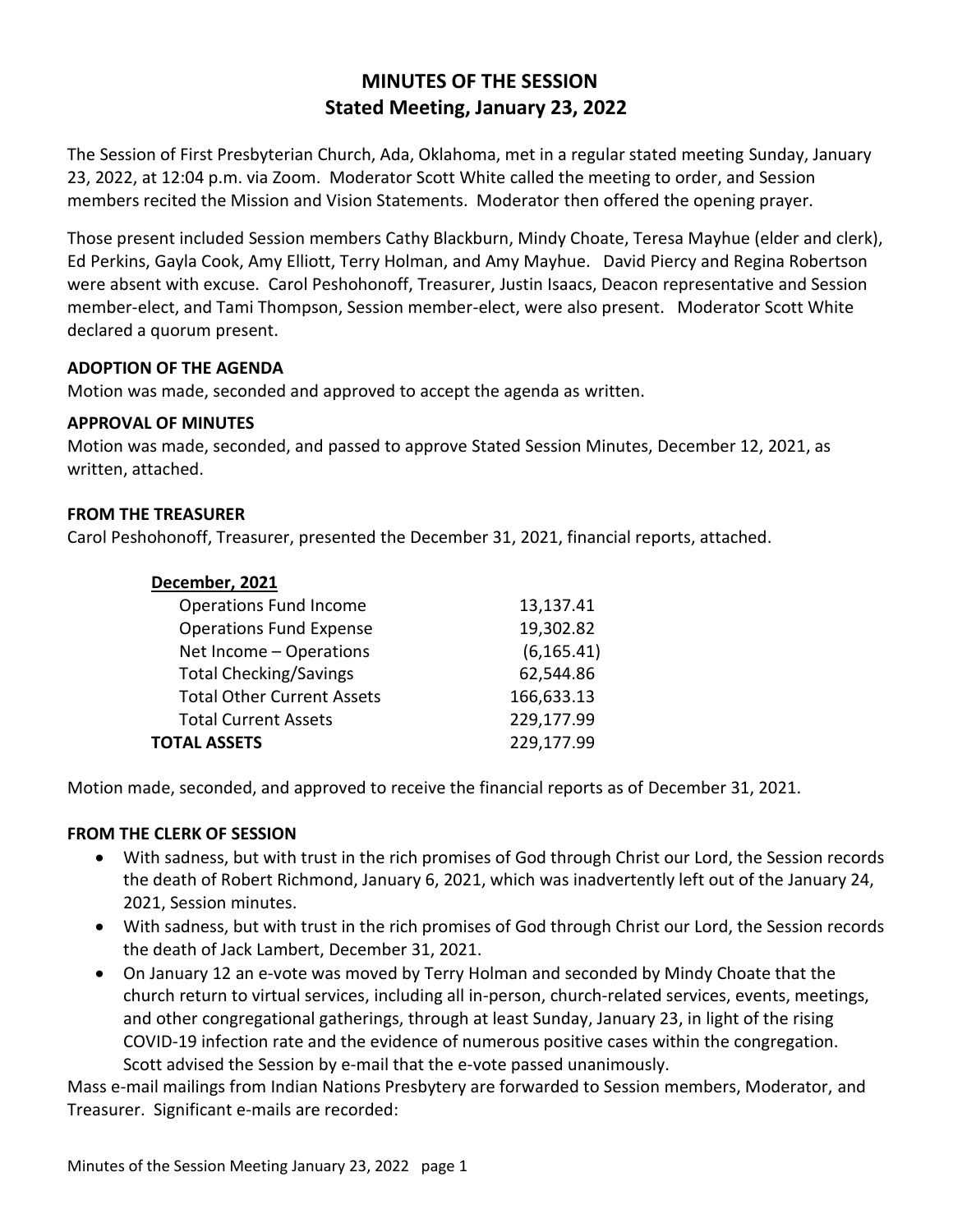# MINUTES OF THE SESSION
## Stated Meeting, January 23, 2022

The Session of First Presbyterian Church, Ada, Oklahoma, met in a regular stated meeting Sunday, January 23, 2022, at 12:04 p.m. via Zoom. Moderator Scott White called the meeting to order, and Session members recited the Mission and Vision Statements. Moderator then offered the opening prayer.

Those present included Session members Cathy Blackburn, Mindy Choate, Teresa Mayhue (elder and clerk), Ed Perkins, Gayla Cook, Amy Elliott, Terry Holman, and Amy Mayhue. David Piercy and Regina Robertson were absent with excuse. Carol Peshohonoff, Treasurer, Justin Isaacs, Deacon representative and Session member-elect, and Tami Thompson, Session member-elect, were also present. Moderator Scott White declared a quorum present.

**ADOPTION OF THE AGENDA**

Motion was made, seconded and approved to accept the agenda as written.

**APPROVAL OF MINUTES**

Motion was made, seconded, and passed to approve Stated Session Minutes, December 12, 2021, as written, attached.

**FROM THE TREASURER**

Carol Peshohonoff, Treasurer, presented the December 31, 2021, financial reports, attached.

| **December, 2021** | |
|---|---|
| Operations Fund Income | 13,137.41 |
| Operations Fund Expense | 19,302.82 |
| Net Income – Operations | (6,165.41) |
| Total Checking/Savings | 62,544.86 |
| Total Other Current Assets | 166,633.13 |
| Total Current Assets | 229,177.99 |
| **TOTAL ASSETS** | 229,177.99 |

Motion made, seconded, and approved to receive the financial reports as of December 31, 2021.

**FROM THE CLERK OF SESSION**

- With sadness, but with trust in the rich promises of God through Christ our Lord, the Session records the death of Robert Richmond, January 6, 2021, which was inadvertently left out of the January 24, 2021, Session minutes.
- With sadness, but with trust in the rich promises of God through Christ our Lord, the Session records the death of Jack Lambert, December 31, 2021.
- On January 12 an e-vote was moved by Terry Holman and seconded by Mindy Choate that the church return to virtual services, including all in-person, church-related services, events, meetings, and other congregational gatherings, through at least Sunday, January 23, in light of the rising COVID-19 infection rate and the evidence of numerous positive cases within the congregation. Scott advised the Session by e-mail that the e-vote passed unanimously.

Mass e-mail mailings from Indian Nations Presbytery are forwarded to Session members, Moderator, and Treasurer. Significant e-mails are recorded: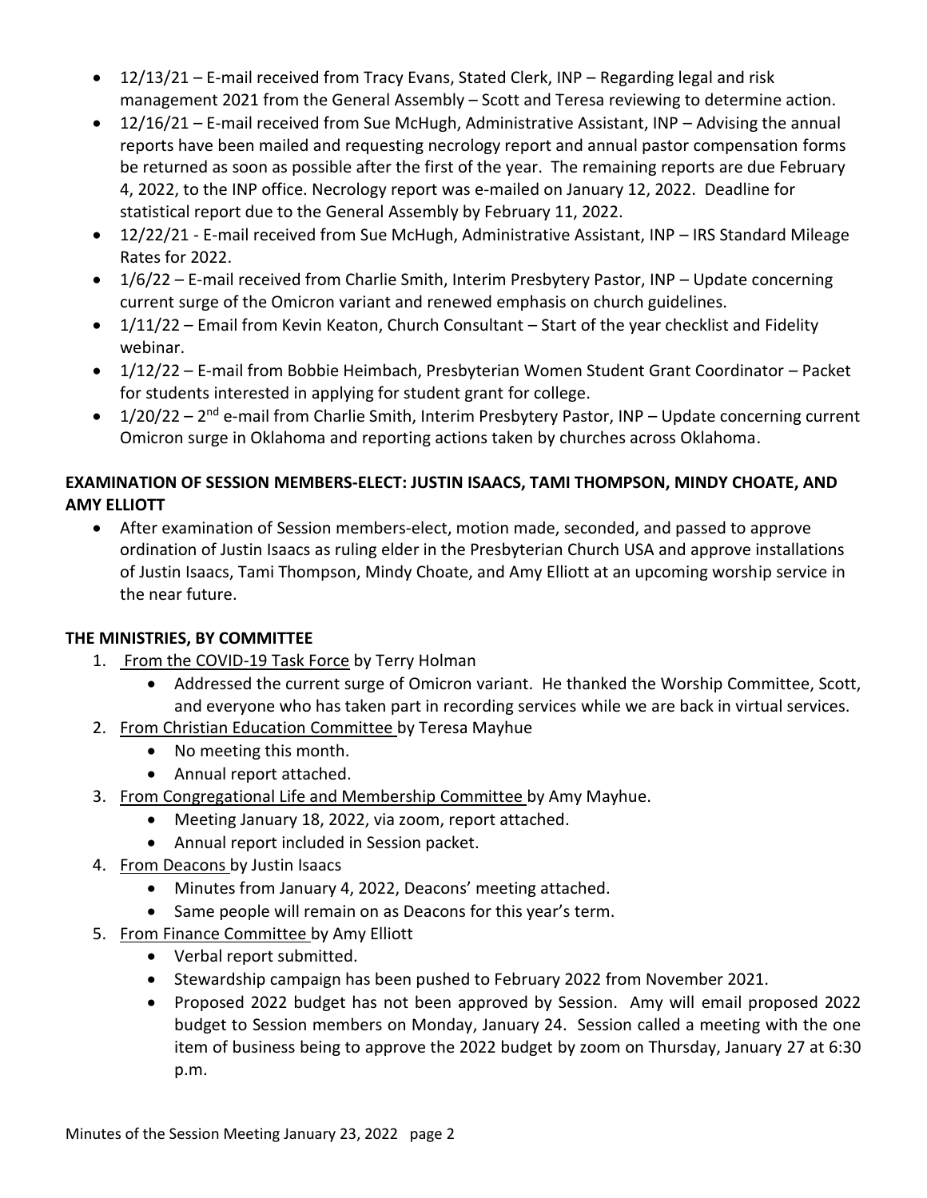- 12/13/21 – E-mail received from Tracy Evans, Stated Clerk, INP – Regarding legal and risk management 2021 from the General Assembly – Scott and Teresa reviewing to determine action.
- 12/16/21 – E-mail received from Sue McHugh, Administrative Assistant, INP – Advising the annual reports have been mailed and requesting necrology report and annual pastor compensation forms be returned as soon as possible after the first of the year. The remaining reports are due February 4, 2022, to the INP office. Necrology report was e-mailed on January 12, 2022. Deadline for statistical report due to the General Assembly by February 11, 2022.
- 12/22/21 - E-mail received from Sue McHugh, Administrative Assistant, INP – IRS Standard Mileage Rates for 2022.
- 1/6/22 – E-mail received from Charlie Smith, Interim Presbytery Pastor, INP – Update concerning current surge of the Omicron variant and renewed emphasis on church guidelines.
- 1/11/22 – Email from Kevin Keaton, Church Consultant – Start of the year checklist and Fidelity webinar.
- 1/12/22 – E-mail from Bobbie Heimbach, Presbyterian Women Student Grant Coordinator – Packet for students interested in applying for student grant for college.
- 1/20/22 – 2nd e-mail from Charlie Smith, Interim Presbytery Pastor, INP – Update concerning current Omicron surge in Oklahoma and reporting actions taken by churches across Oklahoma.

**EXAMINATION OF SESSION MEMBERS-ELECT: JUSTIN ISAACS, TAMI THOMPSON, MINDY CHOATE, AND AMY ELLIOTT**

- After examination of Session members-elect, motion made, seconded, and passed to approve ordination of Justin Isaacs as ruling elder in the Presbyterian Church USA and approve installations of Justin Isaacs, Tami Thompson, Mindy Choate, and Amy Elliott at an upcoming worship service in the near future.

**THE MINISTRIES, BY COMMITTEE**

1. From the COVID-19 Task Force by Terry Holman
   - Addressed the current surge of Omicron variant. He thanked the Worship Committee, Scott, and everyone who has taken part in recording services while we are back in virtual services.
2. From Christian Education Committee by Teresa Mayhue
   - No meeting this month.
   - Annual report attached.
3. From Congregational Life and Membership Committee by Amy Mayhue.
   - Meeting January 18, 2022, via zoom, report attached.
   - Annual report included in Session packet.
4. From Deacons by Justin Isaacs
   - Minutes from January 4, 2022, Deacons' meeting attached.
   - Same people will remain on as Deacons for this year's term.
5. From Finance Committee by Amy Elliott
   - Verbal report submitted.
   - Stewardship campaign has been pushed to February 2022 from November 2021.
   - Proposed 2022 budget has not been approved by Session. Amy will email proposed 2022 budget to Session members on Monday, January 24. Session called a meeting with the one item of business being to approve the 2022 budget by zoom on Thursday, January 27 at 6:30 p.m.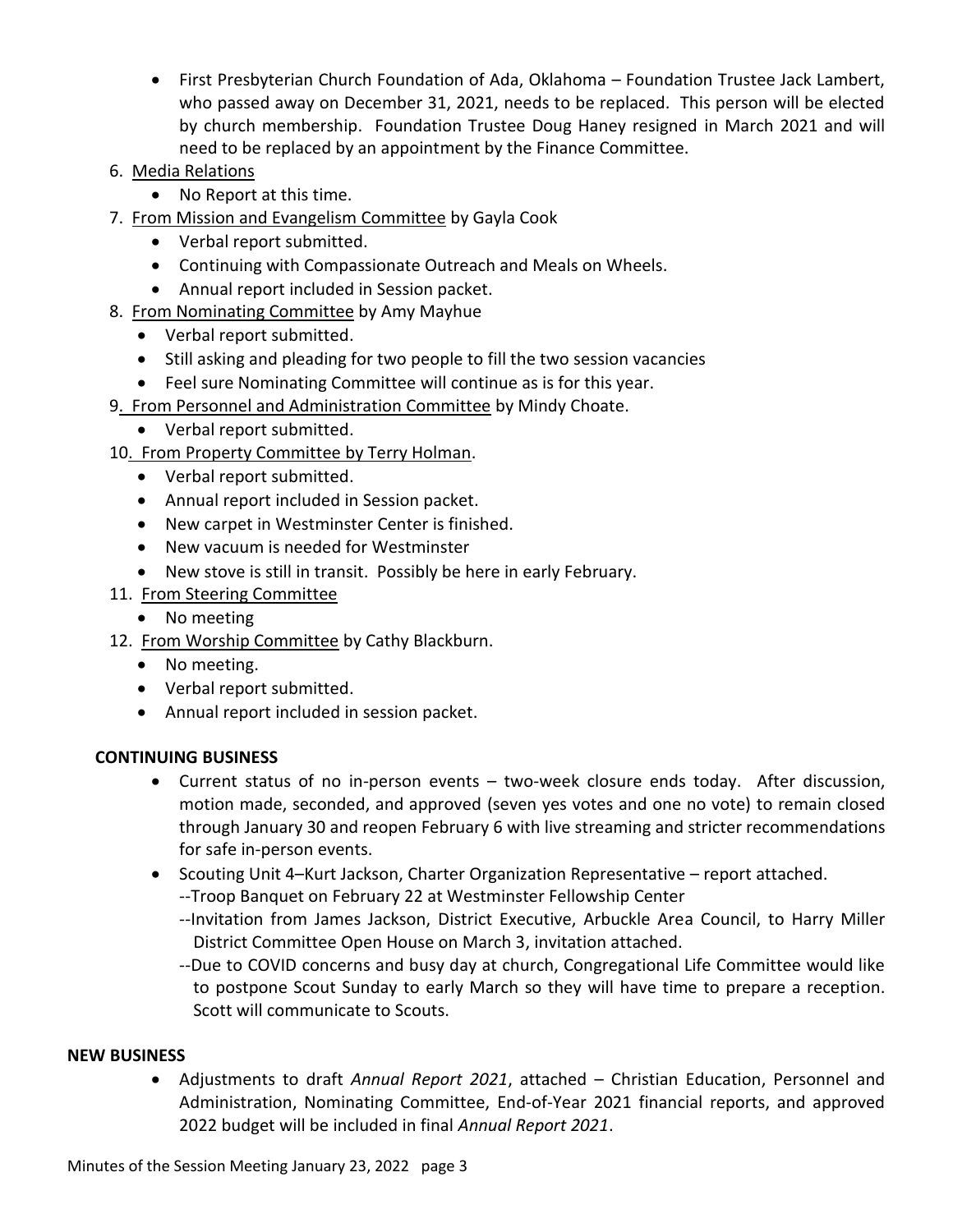- First Presbyterian Church Foundation of Ada, Oklahoma – Foundation Trustee Jack Lambert, who passed away on December 31, 2021, needs to be replaced. This person will be elected by church membership. Foundation Trustee Doug Haney resigned in March 2021 and will need to be replaced by an appointment by the Finance Committee.

6. Media Relations
   - No Report at this time.
7. From Mission and Evangelism Committee by Gayla Cook
   - Verbal report submitted.
   - Continuing with Compassionate Outreach and Meals on Wheels.
   - Annual report included in Session packet.
8. From Nominating Committee by Amy Mayhue
   - Verbal report submitted.
   - Still asking and pleading for two people to fill the two session vacancies
   - Feel sure Nominating Committee will continue as is for this year.
9. From Personnel and Administration Committee by Mindy Choate.
   - Verbal report submitted.
10. From Property Committee by Terry Holman.
    - Verbal report submitted.
    - Annual report included in Session packet.
    - New carpet in Westminster Center is finished.
    - New vacuum is needed for Westminster
    - New stove is still in transit. Possibly be here in early February.
11. From Steering Committee
    - No meeting
12. From Worship Committee by Cathy Blackburn.
    - No meeting.
    - Verbal report submitted.
    - Annual report included in session packet.

**CONTINUING BUSINESS**

- Current status of no in-person events – two-week closure ends today. After discussion, motion made, seconded, and approved (seven yes votes and one no vote) to remain closed through January 30 and reopen February 6 with live streaming and stricter recommendations for safe in-person events.
- Scouting Unit 4–Kurt Jackson, Charter Organization Representative – report attached.
  --Troop Banquet on February 22 at Westminster Fellowship Center
  --Invitation from James Jackson, District Executive, Arbuckle Area Council, to Harry Miller District Committee Open House on March 3, invitation attached.
  --Due to COVID concerns and busy day at church, Congregational Life Committee would like to postpone Scout Sunday to early March so they will have time to prepare a reception. Scott will communicate to Scouts.

**NEW BUSINESS**

- Adjustments to draft *Annual Report 2021*, attached – Christian Education, Personnel and Administration, Nominating Committee, End-of-Year 2021 financial reports, and approved 2022 budget will be included in final *Annual Report 2021*.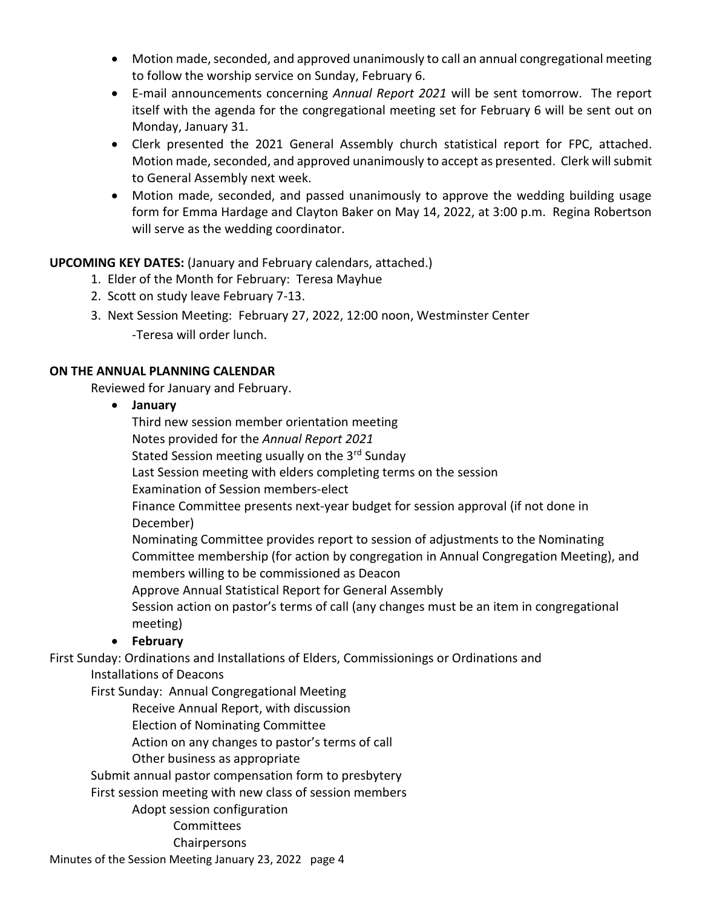- Motion made, seconded, and approved unanimously to call an annual congregational meeting to follow the worship service on Sunday, February 6.
- E-mail announcements concerning *Annual Report 2021* will be sent tomorrow. The report itself with the agenda for the congregational meeting set for February 6 will be sent out on Monday, January 31.
- Clerk presented the 2021 General Assembly church statistical report for FPC, attached. Motion made, seconded, and approved unanimously to accept as presented. Clerk will submit to General Assembly next week.
- Motion made, seconded, and passed unanimously to approve the wedding building usage form for Emma Hardage and Clayton Baker on May 14, 2022, at 3:00 p.m. Regina Robertson will serve as the wedding coordinator.

**UPCOMING KEY DATES:** (January and February calendars, attached.)

1. Elder of the Month for February: Teresa Mayhue
2. Scott on study leave February 7-13.
3. Next Session Meeting: February 27, 2022, 12:00 noon, Westminster Center
   -Teresa will order lunch.

**ON THE ANNUAL PLANNING CALENDAR**

Reviewed for January and February.

- **January**
  Third new session member orientation meeting
  Notes provided for the *Annual Report 2021*
  Stated Session meeting usually on the 3rd Sunday
  Last Session meeting with elders completing terms on the session
  Examination of Session members-elect
  Finance Committee presents next-year budget for session approval (if not done in December)
  Nominating Committee provides report to session of adjustments to the Nominating Committee membership (for action by congregation in Annual Congregation Meeting), and members willing to be commissioned as Deacon
  Approve Annual Statistical Report for General Assembly
  Session action on pastor's terms of call (any changes must be an item in congregational meeting)
- **February**

First Sunday: Ordinations and Installations of Elders, Commissionings or Ordinations and Installations of Deacons

First Sunday: Annual Congregational Meeting
- Receive Annual Report, with discussion
- Election of Nominating Committee
- Action on any changes to pastor's terms of call
- Other business as appropriate

Submit annual pastor compensation form to presbytery

First session meeting with new class of session members
- Adopt session configuration
  - Committees
  - Chairpersons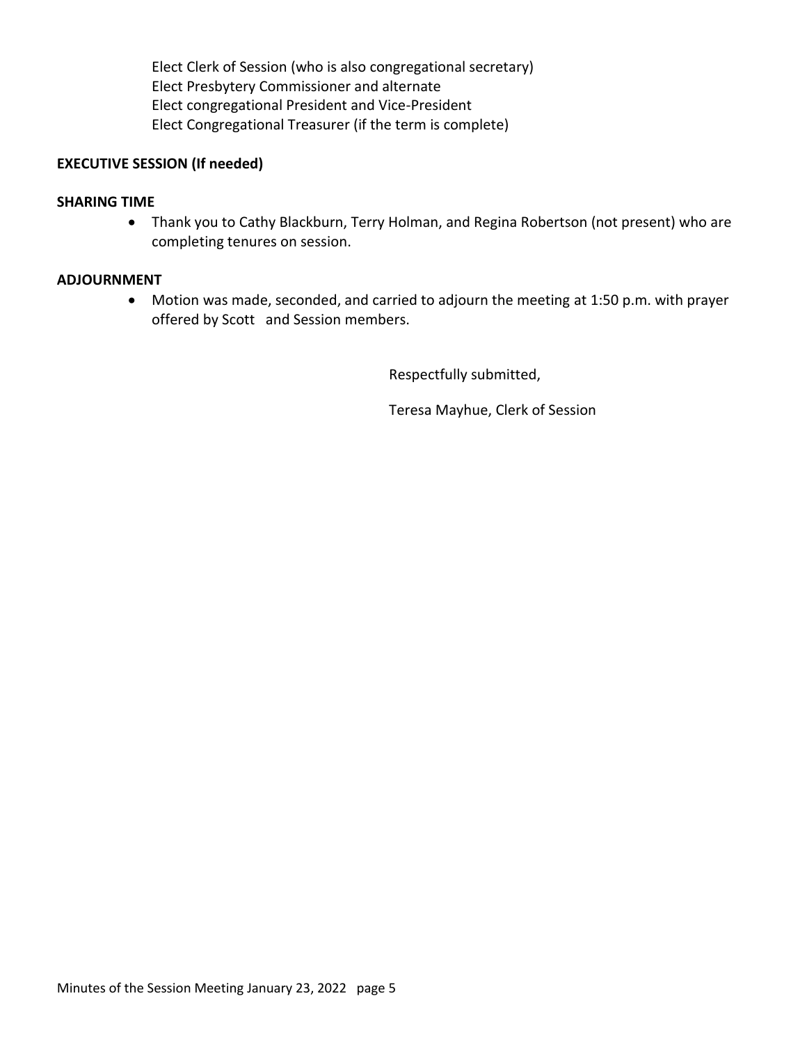Elect Clerk of Session (who is also congregational secretary)
Elect Presbytery Commissioner and alternate
Elect congregational President and Vice-President
Elect Congregational Treasurer (if the term is complete)

**EXECUTIVE SESSION (If needed)**

**SHARING TIME**

- Thank you to Cathy Blackburn, Terry Holman, and Regina Robertson (not present) who are completing tenures on session.

**ADJOURNMENT**

- Motion was made, seconded, and carried to adjourn the meeting at 1:50 p.m. with prayer offered by Scott and Session members.

Respectfully submitted,

Teresa Mayhue, Clerk of Session